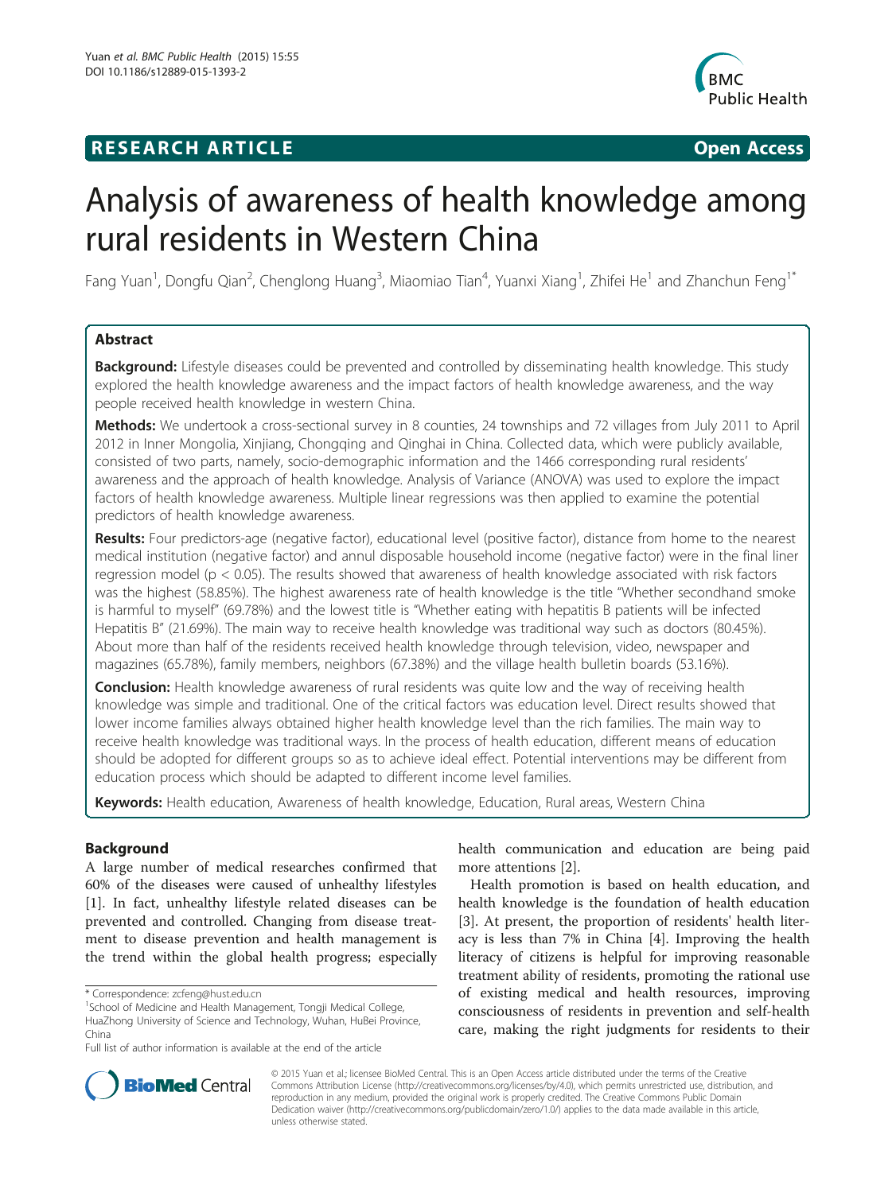RESEARCH ARTICLE Open Access

# Analysis of awareness of health knowledge among rural residents in Western China

Fang Yuan[1], Dongfu Qian[2], Chenglong Huang[3], Miaomiao Tian[4], Yuanxi Xiang[1], Zhifei He[1] and Zhanchun Feng[1*]

## Abstract

**Background:** Lifestyle diseases could be prevented and controlled by disseminating health knowledge. This study explored the health knowledge awareness and the impact factors of health knowledge awareness, and the way people received health knowledge in western China.

**Methods:** We undertook a cross-sectional survey in 8 counties, 24 townships and 72 villages from July 2011 to April 2012 in Inner Mongolia, Xinjiang, Chongqing and Qinghai in China. Collected data, which were publicly available, consisted of two parts, namely, socio-demographic information and the 1466 corresponding rural residents' awareness and the approach of health knowledge. Analysis of Variance (ANOVA) was used to explore the impact factors of health knowledge awareness. Multiple linear regressions was then applied to examine the potential predictors of health knowledge awareness.

**Results:** Four predictors-age (negative factor), educational level (positive factor), distance from home to the nearest medical institution (negative factor) and annul disposable household income (negative factor) were in the final liner regression model ($p < 0.05$). The results showed that awareness of health knowledge associated with risk factors was the highest (58.85%). The highest awareness rate of health knowledge is the title "Whether secondhand smoke is harmful to myself" (69.78%) and the lowest title is "Whether eating with hepatitis B patients will be infected Hepatitis B" (21.69%). The main way to receive health knowledge was traditional way such as doctors (80.45%). About more than half of the residents received health knowledge through television, video, newspaper and magazines (65.78%), family members, neighbors (67.38%) and the village health bulletin boards (53.16%).

**Conclusion:** Health knowledge awareness of rural residents was quite low and the way of receiving health knowledge was simple and traditional. One of the critical factors was education level. Direct results showed that lower income families always obtained higher health knowledge level than the rich families. The main way to receive health knowledge was traditional ways. In the process of health education, different means of education should be adopted for different groups so as to achieve ideal effect. Potential interventions may be different from education process which should be adapted to different income level families.

**Keywords:** Health education, Awareness of health knowledge, Education, Rural areas, Western China

## Background

A large number of medical researches confirmed that 60% of the diseases were caused of unhealthy lifestyles [1]. In fact, unhealthy lifestyle related diseases can be prevented and controlled. Changing from disease treatment to disease prevention and health management is the trend within the global health progress; especially health communication and education are being paid more attentions [2].

Health promotion is based on health education, and health knowledge is the foundation of health education [3]. At present, the proportion of residents' health literacy is less than 7% in China [4]. Improving the health literacy of citizens is helpful for improving reasonable treatment ability of residents, promoting the rational use of existing medical and health resources, improving consciousness of residents in prevention and self-health care, making the right judgments for residents to their

* Correspondence: zcfeng@hust.edu.cn
[1]School of Medicine and Health Management, Tongji Medical College, HuaZhong University of Science and Technology, Wuhan, HuBei Province, China
Full list of author information is available at the end of the article

© 2015 Yuan et al.; licensee BioMed Central. This is an Open Access article distributed under the terms of the Creative Commons Attribution License (http://creativecommons.org/licenses/by/4.0), which permits unrestricted use, distribution, and reproduction in any medium, provided the original work is properly credited. The Creative Commons Public Domain Dedication waiver (http://creativecommons.org/publicdomain/zero/1.0/) applies to the data made available in this article, unless otherwise stated.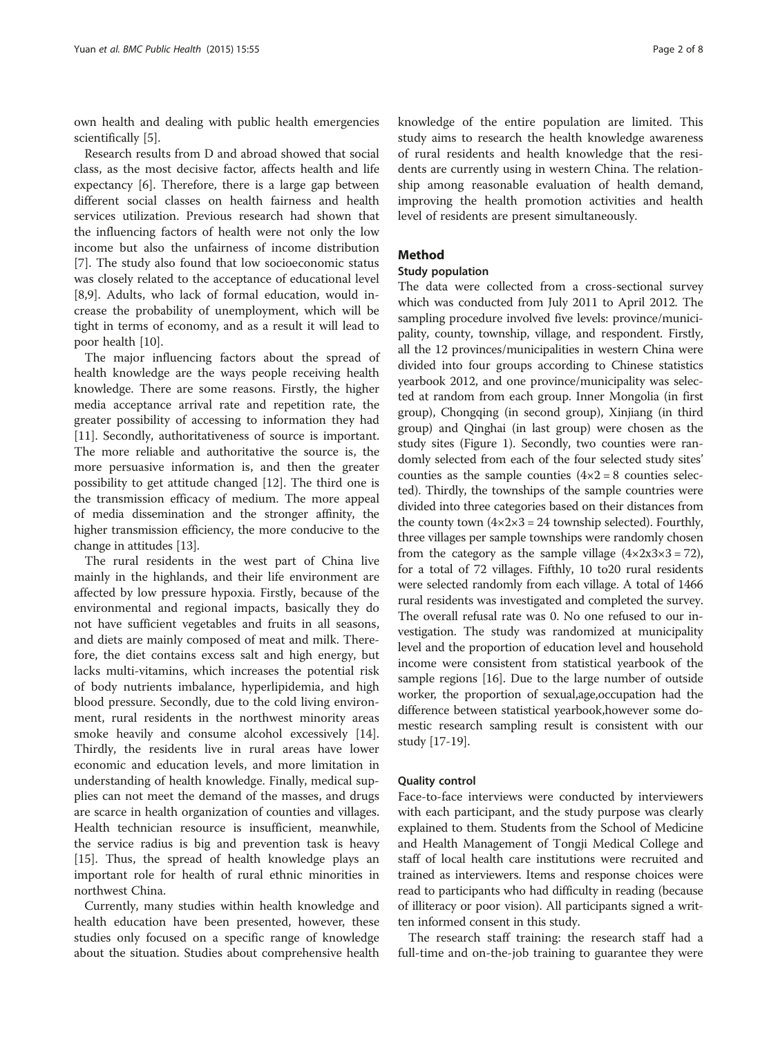own health and dealing with public health emergencies scientifically [5].

Research results from D and abroad showed that social class, as the most decisive factor, affects health and life expectancy [6]. Therefore, there is a large gap between different social classes on health fairness and health services utilization. Previous research had shown that the influencing factors of health were not only the low income but also the unfairness of income distribution [7]. The study also found that low socioeconomic status was closely related to the acceptance of educational level [8,9]. Adults, who lack of formal education, would increase the probability of unemployment, which will be tight in terms of economy, and as a result it will lead to poor health [10].

The major influencing factors about the spread of health knowledge are the ways people receiving health knowledge. There are some reasons. Firstly, the higher media acceptance arrival rate and repetition rate, the greater possibility of accessing to information they had [11]. Secondly, authoritativeness of source is important. The more reliable and authoritative the source is, the more persuasive information is, and then the greater possibility to get attitude changed [12]. The third one is the transmission efficacy of medium. The more appeal of media dissemination and the stronger affinity, the higher transmission efficiency, the more conducive to the change in attitudes [13].

The rural residents in the west part of China live mainly in the highlands, and their life environment are affected by low pressure hypoxia. Firstly, because of the environmental and regional impacts, basically they do not have sufficient vegetables and fruits in all seasons, and diets are mainly composed of meat and milk. Therefore, the diet contains excess salt and high energy, but lacks multi-vitamins, which increases the potential risk of body nutrients imbalance, hyperlipidemia, and high blood pressure. Secondly, due to the cold living environment, rural residents in the northwest minority areas smoke heavily and consume alcohol excessively [14]. Thirdly, the residents live in rural areas have lower economic and education levels, and more limitation in understanding of health knowledge. Finally, medical supplies can not meet the demand of the masses, and drugs are scarce in health organization of counties and villages. Health technician resource is insufficient, meanwhile, the service radius is big and prevention task is heavy [15]. Thus, the spread of health knowledge plays an important role for health of rural ethnic minorities in northwest China.

Currently, many studies within health knowledge and health education have been presented, however, these studies only focused on a specific range of knowledge about the situation. Studies about comprehensive health knowledge of the entire population are limited. This study aims to research the health knowledge awareness of rural residents and health knowledge that the residents are currently using in western China. The relationship among reasonable evaluation of health demand, improving the health promotion activities and health level of residents are present simultaneously.

## Method

### Study population

The data were collected from a cross-sectional survey which was conducted from July 2011 to April 2012. The sampling procedure involved five levels: province/municipality, county, township, village, and respondent. Firstly, all the 12 provinces/municipalities in western China were divided into four groups according to Chinese statistics yearbook 2012, and one province/municipality was selected at random from each group. Inner Mongolia (in first group), Chongqing (in second group), Xinjiang (in third group) and Qinghai (in last group) were chosen as the study sites (Figure 1). Secondly, two counties were randomly selected from each of the four selected study sites' counties as the sample counties (4×2 = 8 counties selected). Thirdly, the townships of the sample countries were divided into three categories based on their distances from the county town (4×2×3 = 24 township selected). Fourthly, three villages per sample townships were randomly chosen from the category as the sample village (4×2x3×3 = 72), for a total of 72 villages. Fifthly, 10 to20 rural residents were selected randomly from each village. A total of 1466 rural residents was investigated and completed the survey. The overall refusal rate was 0. No one refused to our investigation. The study was randomized at municipality level and the proportion of education level and household income were consistent from statistical yearbook of the sample regions [16]. Due to the large number of outside worker, the proportion of sexual,age,occupation had the difference between statistical yearbook,however some domestic research sampling result is consistent with our study [17-19].

### Quality control

Face-to-face interviews were conducted by interviewers with each participant, and the study purpose was clearly explained to them. Students from the School of Medicine and Health Management of Tongji Medical College and staff of local health care institutions were recruited and trained as interviewers. Items and response choices were read to participants who had difficulty in reading (because of illiteracy or poor vision). All participants signed a written informed consent in this study.

The research staff training: the research staff had a full-time and on-the-job training to guarantee they were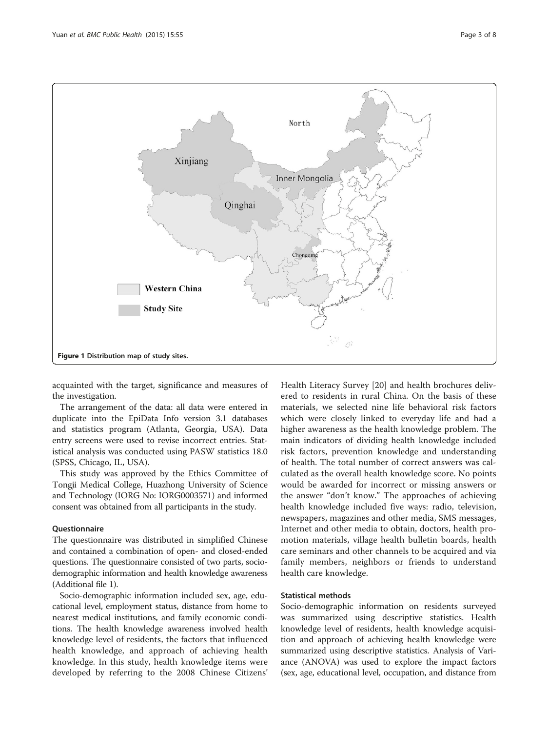Figure 1 Distribution map of study sites.

acquainted with the target, significance and measures of the investigation.

The arrangement of the data: all data were entered in duplicate into the EpiData Info version 3.1 databases and statistics program (Atlanta, Georgia, USA). Data entry screens were used to revise incorrect entries. Statistical analysis was conducted using PASW statistics 18.0 (SPSS, Chicago, IL, USA).

This study was approved by the Ethics Committee of Tongji Medical College, Huazhong University of Science and Technology (IORG No: IORG0003571) and informed consent was obtained from all participants in the study.

### Questionnaire

The questionnaire was distributed in simplified Chinese and contained a combination of open- and closed-ended questions. The questionnaire consisted of two parts, sociodemographic information and health knowledge awareness (Additional file 1).

Socio-demographic information included sex, age, educational level, employment status, distance from home to nearest medical institutions, and family economic conditions. The health knowledge awareness involved health knowledge level of residents, the factors that influenced health knowledge, and approach of achieving health knowledge. In this study, health knowledge items were developed by referring to the 2008 Chinese Citizens' Health Literacy Survey [20] and health brochures delivered to residents in rural China. On the basis of these materials, we selected nine life behavioral risk factors which were closely linked to everyday life and had a higher awareness as the health knowledge problem. The main indicators of dividing health knowledge included risk factors, prevention knowledge and understanding of health. The total number of correct answers was calculated as the overall health knowledge score. No points would be awarded for incorrect or missing answers or the answer "don't know." The approaches of achieving health knowledge included five ways: radio, television, newspapers, magazines and other media, SMS messages, Internet and other media to obtain, doctors, health promotion materials, village health bulletin boards, health care seminars and other channels to be acquired and via family members, neighbors or friends to understand health care knowledge.

### Statistical methods

Socio-demographic information on residents surveyed was summarized using descriptive statistics. Health knowledge level of residents, health knowledge acquisition and approach of achieving health knowledge were summarized using descriptive statistics. Analysis of Variance (ANOVA) was used to explore the impact factors (sex, age, educational level, occupation, and distance from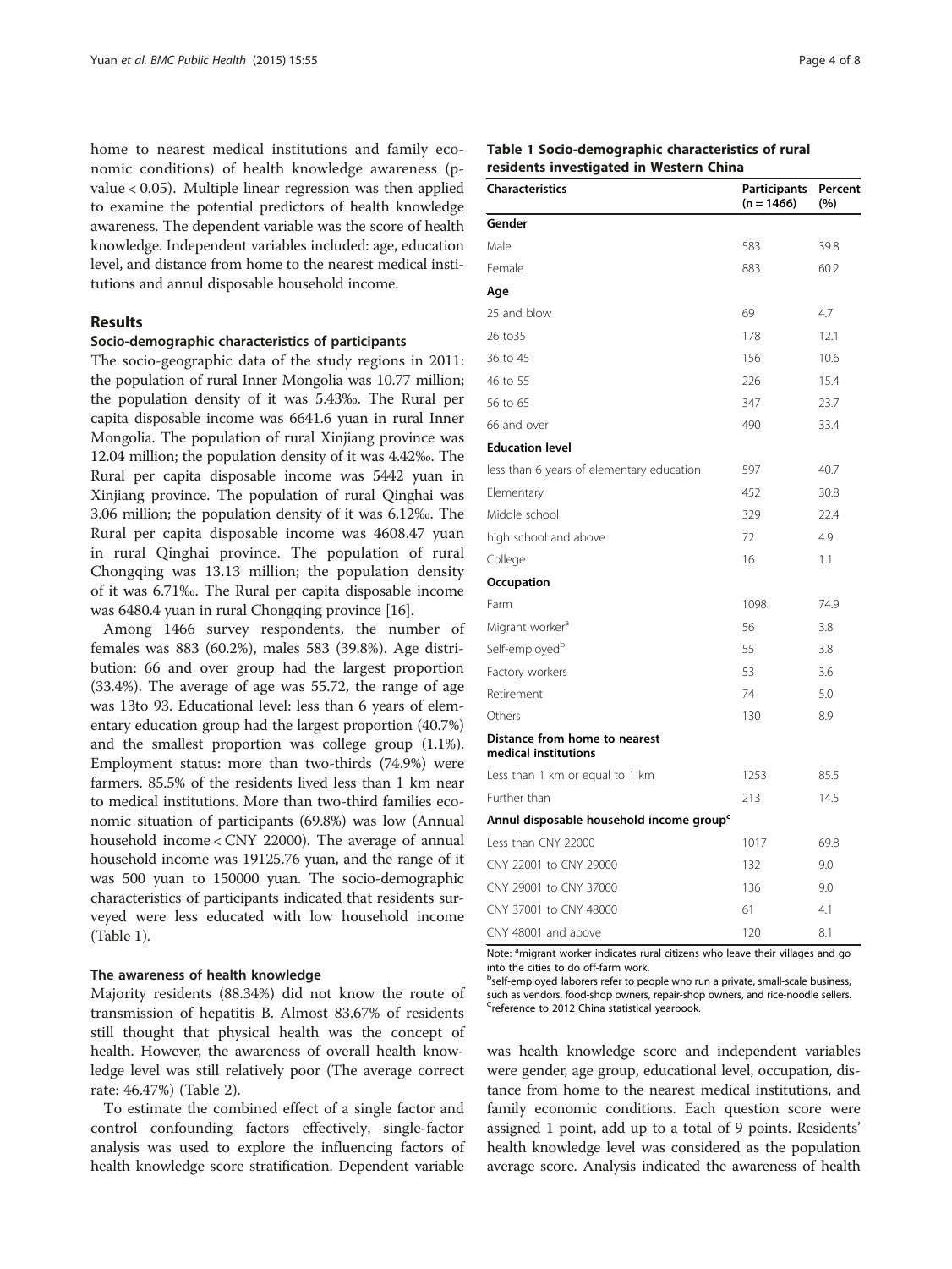home to nearest medical institutions and family economic conditions) of health knowledge awareness (p-value < 0.05). Multiple linear regression was then applied to examine the potential predictors of health knowledge awareness. The dependent variable was the score of health knowledge. Independent variables included: age, education level, and distance from home to the nearest medical institutions and annul disposable household income.

## Results

### Socio-demographic characteristics of participants

The socio-geographic data of the study regions in 2011: the population of rural Inner Mongolia was 10.77 million; the population density of it was 5.43‰. The Rural per capita disposable income was 6641.6 yuan in rural Inner Mongolia. The population of rural Xinjiang province was 12.04 million; the population density of it was 4.42‰. The Rural per capita disposable income was 5442 yuan in Xinjiang province. The population of rural Qinghai was 3.06 million; the population density of it was 6.12‰. The Rural per capita disposable income was 4608.47 yuan in rural Qinghai province. The population of rural Chongqing was 13.13 million; the population density of it was 6.71‰. The Rural per capita disposable income was 6480.4 yuan in rural Chongqing province [16].

Among 1466 survey respondents, the number of females was 883 (60.2%), males 583 (39.8%). Age distribution: 66 and over group had the largest proportion (33.4%). The average of age was 55.72, the range of age was 13to 93. Educational level: less than 6 years of elementary education group had the largest proportion (40.7%) and the smallest proportion was college group (1.1%). Employment status: more than two-thirds (74.9%) were farmers. 85.5% of the residents lived less than 1 km near to medical institutions. More than two-third families economic situation of participants (69.8%) was low (Annual household income < CNY 22000). The average of annual household income was 19125.76 yuan, and the range of it was 500 yuan to 150000 yuan. The socio-demographic characteristics of participants indicated that residents surveyed were less educated with low household income (Table 1).

**Table 1 Socio-demographic characteristics of rural residents investigated in Western China**

| Characteristics | Participants (n = 1466) | Percent (%) |
|---|---|---|
| **Gender** | | |
| Male | 583 | 39.8 |
| Female | 883 | 60.2 |
| **Age** | | |
| 25 and blow | 69 | 4.7 |
| 26 to35 | 178 | 12.1 |
| 36 to 45 | 156 | 10.6 |
| 46 to 55 | 226 | 15.4 |
| 56 to 65 | 347 | 23.7 |
| 66 and over | 490 | 33.4 |
| **Education level** | | |
| less than 6 years of elementary education | 597 | 40.7 |
| Elementary | 452 | 30.8 |
| Middle school | 329 | 22.4 |
| high school and above | 72 | 4.9 |
| College | 16 | 1.1 |
| **Occupation** | | |
| Farm | 1098 | 74.9 |
| Migrant worker[a] | 56 | 3.8 |
| Self-employed[b] | 55 | 3.8 |
| Factory workers | 53 | 3.6 |
| Retirement | 74 | 5.0 |
| Others | 130 | 8.9 |
| **Distance from home to nearest medical institutions** | | |
| Less than 1 km or equal to 1 km | 1253 | 85.5 |
| Further than | 213 | 14.5 |
| **Annul disposable household income group[c]** | | |
| Less than CNY 22000 | 1017 | 69.8 |
| CNY 22001 to CNY 29000 | 132 | 9.0 |
| CNY 29001 to CNY 37000 | 136 | 9.0 |
| CNY 37001 to CNY 48000 | 61 | 4.1 |
| CNY 48001 and above | 120 | 8.1 |

Note: [a]migrant worker indicates rural citizens who leave their villages and go into the cities to do off-farm work.
[b]self-employed laborers refer to people who run a private, small-scale business, such as vendors, food-shop owners, repair-shop owners, and rice-noodle sellers.
[c]reference to 2012 China statistical yearbook.

### The awareness of health knowledge

Majority residents (88.34%) did not know the route of transmission of hepatitis B. Almost 83.67% of residents still thought that physical health was the concept of health. However, the awareness of overall health knowledge level was still relatively poor (The average correct rate: 46.47%) (Table 2).

To estimate the combined effect of a single factor and control confounding factors effectively, single-factor analysis was used to explore the influencing factors of health knowledge score stratification. Dependent variable was health knowledge score and independent variables were gender, age group, educational level, occupation, distance from home to the nearest medical institutions, and family economic conditions. Each question score were assigned 1 point, add up to a total of 9 points. Residents' health knowledge level was considered as the population average score. Analysis indicated the awareness of health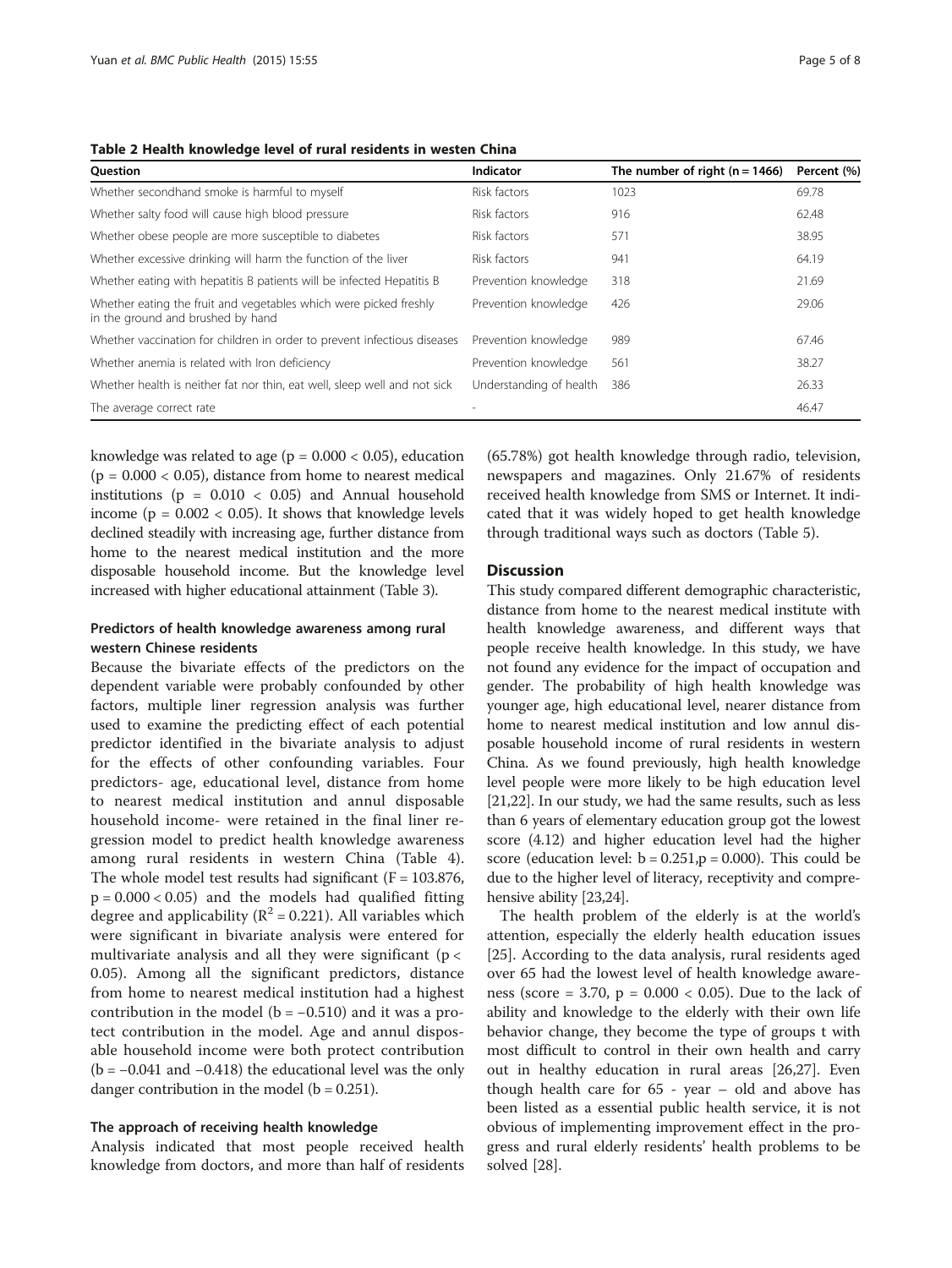**Table 2 Health knowledge level of rural residents in westen China**

| Question | Indicator | The number of right (n = 1466) | Percent (%) |
|---|---|---|---|
| Whether secondhand smoke is harmful to myself | Risk factors | 1023 | 69.78 |
| Whether salty food will cause high blood pressure | Risk factors | 916 | 62.48 |
| Whether obese people are more susceptible to diabetes | Risk factors | 571 | 38.95 |
| Whether excessive drinking will harm the function of the liver | Risk factors | 941 | 64.19 |
| Whether eating with hepatitis B patients will be infected Hepatitis B | Prevention knowledge | 318 | 21.69 |
| Whether eating the fruit and vegetables which were picked freshly in the ground and brushed by hand | Prevention knowledge | 426 | 29.06 |
| Whether vaccination for children in order to prevent infectious diseases | Prevention knowledge | 989 | 67.46 |
| Whether anemia is related with Iron deficiency | Prevention knowledge | 561 | 38.27 |
| Whether health is neither fat nor thin, eat well, sleep well and not sick | Understanding of health | 386 | 26.33 |
| The average correct rate | - | | 46.47 |

knowledge was related to age ($p = 0.000 < 0.05$), education ($p = 0.000 < 0.05$), distance from home to nearest medical institutions ($p = 0.010 < 0.05$) and Annual household income ($p = 0.002 < 0.05$). It shows that knowledge levels declined steadily with increasing age, further distance from home to the nearest medical institution and the more disposable household income. But the knowledge level increased with higher educational attainment (Table 3).

### Predictors of health knowledge awareness among rural western Chinese residents

Because the bivariate effects of the predictors on the dependent variable were probably confounded by other factors, multiple liner regression analysis was further used to examine the predicting effect of each potential predictor identified in the bivariate analysis to adjust for the effects of other confounding variables. Four predictors- age, educational level, distance from home to nearest medical institution and annul disposable household income- were retained in the final liner regression model to predict health knowledge awareness among rural residents in western China (Table 4). The whole model test results had significant ($F = 103.876$, $p = 0.000 < 0.05$) and the models had qualified fitting degree and applicability ($R^2 = 0.221$). All variables which were significant in bivariate analysis were entered for multivariate analysis and all they were significant ($p < 0.05$). Among all the significant predictors, distance from home to nearest medical institution had a highest contribution in the model ($b = -0.510$) and it was a protect contribution in the model. Age and annul disposable household income were both protect contribution ($b = -0.041$ and $-0.418$) the educational level was the only danger contribution in the model ($b = 0.251$).

### The approach of receiving health knowledge

Analysis indicated that most people received health knowledge from doctors, and more than half of residents (65.78%) got health knowledge through radio, television, newspapers and magazines. Only 21.67% of residents received health knowledge from SMS or Internet. It indicated that it was widely hoped to get health knowledge through traditional ways such as doctors (Table 5).

## Discussion

This study compared different demographic characteristic, distance from home to the nearest medical institute with health knowledge awareness, and different ways that people receive health knowledge. In this study, we have not found any evidence for the impact of occupation and gender. The probability of high health knowledge was younger age, high educational level, nearer distance from home to nearest medical institution and low annul disposable household income of rural residents in western China. As we found previously, high health knowledge level people were more likely to be high education level [21,22]. In our study, we had the same results, such as less than 6 years of elementary education group got the lowest score (4.12) and higher education level had the higher score (education level: $b = 0.251, p = 0.000$). This could be due to the higher level of literacy, receptivity and comprehensive ability [23,24].

The health problem of the elderly is at the world's attention, especially the elderly health education issues [25]. According to the data analysis, rural residents aged over 65 had the lowest level of health knowledge awareness (score = 3.70, $p = 0.000 < 0.05$). Due to the lack of ability and knowledge to the elderly with their own life behavior change, they become the type of groups t with most difficult to control in their own health and carry out in healthy education in rural areas [26,27]. Even though health care for 65 - year – old and above has been listed as a essential public health service, it is not obvious of implementing improvement effect in the progress and rural elderly residents' health problems to be solved [28].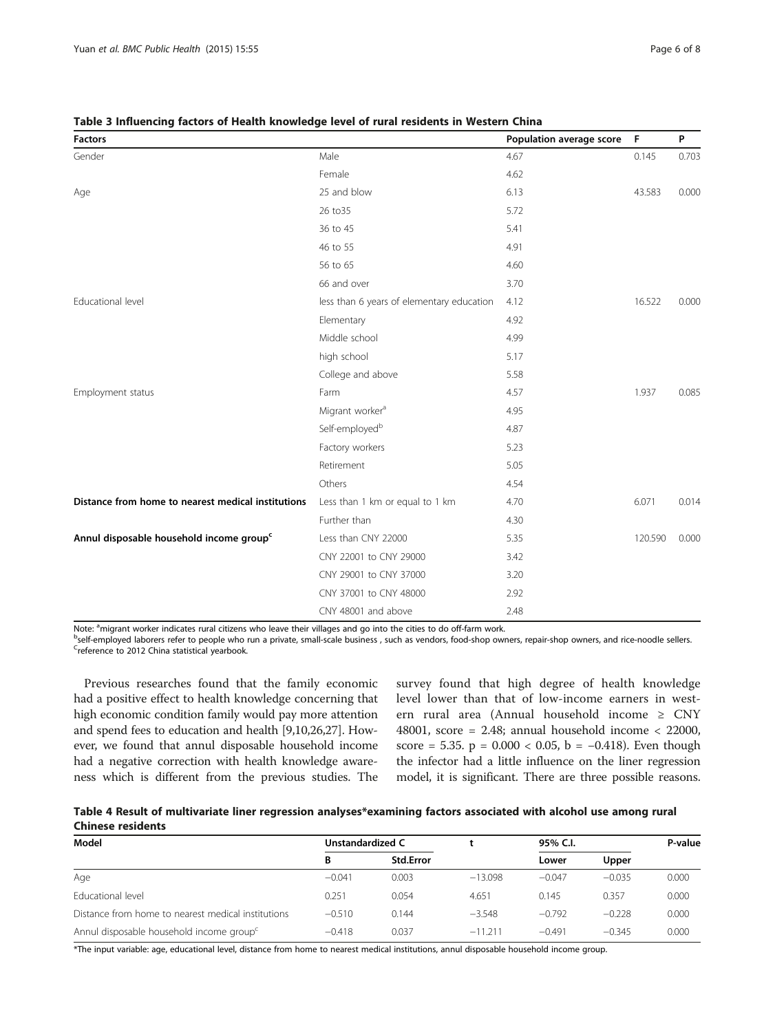**Table 3 Influencing factors of Health knowledge level of rural residents in Western China**

| Factors | | Population average score | F | P |
|---|---|---|---|---|
| Gender | Male | 4.67 | 0.145 | 0.703 |
| | Female | 4.62 | | |
| Age | 25 and blow | 6.13 | 43.583 | 0.000 |
| | 26 to35 | 5.72 | | |
| | 36 to 45 | 5.41 | | |
| | 46 to 55 | 4.91 | | |
| | 56 to 65 | 4.60 | | |
| | 66 and over | 3.70 | | |
| Educational level | less than 6 years of elementary education | 4.12 | 16.522 | 0.000 |
| | Elementary | 4.92 | | |
| | Middle school | 4.99 | | |
| | high school | 5.17 | | |
| | College and above | 5.58 | | |
| Employment status | Farm | 4.57 | 1.937 | 0.085 |
| | Migrant worker[a] | 4.95 | | |
| | Self-employed[b] | 4.87 | | |
| | Factory workers | 5.23 | | |
| | Retirement | 5.05 | | |
| | Others | 4.54 | | |
| **Distance from home to nearest medical institutions** | Less than 1 km or equal to 1 km | 4.70 | 6.071 | 0.014 |
| | Further than | 4.30 | | |
| **Annul disposable household income group[c]** | Less than CNY 22000 | 5.35 | 120.590 | 0.000 |
| | CNY 22001 to CNY 29000 | 3.42 | | |
| | CNY 29001 to CNY 37000 | 3.20 | | |
| | CNY 37001 to CNY 48000 | 2.92 | | |
| | CNY 48001 and above | 2.48 | | |

Note: [a]migrant worker indicates rural citizens who leave their villages and go into the cities to do off-farm work.
[b]self-employed laborers refer to people who run a private, small-scale business , such as vendors, food-shop owners, repair-shop owners, and rice-noodle sellers.
[C]reference to 2012 China statistical yearbook.

Previous researches found that the family economic had a positive effect to health knowledge concerning that high economic condition family would pay more attention and spend fees to education and health [9,10,26,27]. However, we found that annul disposable household income had a negative correction with health knowledge awareness which is different from the previous studies. The survey found that high degree of health knowledge level lower than that of low-income earners in western rural area (Annual household income ≥ CNY 48001, score = 2.48; annual household income < 22000, score = 5.35. $p = 0.000 < 0.05$, $b = -0.418$). Even though the infector had a little influence on the liner regression model, it is significant. There are three possible reasons.

**Table 4 Result of multivariate liner regression analyses*examining factors associated with alcohol use among rural Chinese residents**

| Model | Unstandardized C | | t | 95% C.I. | | P-value |
|---|---|---|---|---|---|---|
| | B | Std.Error | | Lower | Upper | |
| Age | −0.041 | 0.003 | −13.098 | −0.047 | −0.035 | 0.000 |
| Educational level | 0.251 | 0.054 | 4.651 | 0.145 | 0.357 | 0.000 |
| Distance from home to nearest medical institutions | −0.510 | 0.144 | −3.548 | −0.792 | −0.228 | 0.000 |
| Annul disposable household income group[c] | −0.418 | 0.037 | −11.211 | −0.491 | −0.345 | 0.000 |

*The input variable: age, educational level, distance from home to nearest medical institutions, annul disposable household income group.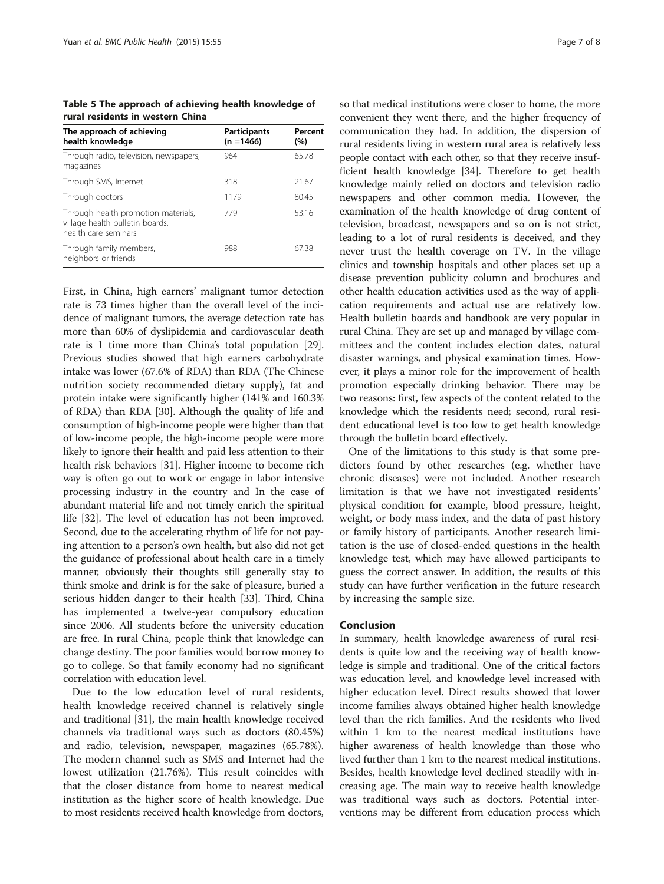**Table 5 The approach of achieving health knowledge of rural residents in western China**

| The approach of achieving health knowledge | Participants (n =1466) | Percent (%) |
|---|---|---|
| Through radio, television, newspapers, magazines | 964 | 65.78 |
| Through SMS, Internet | 318 | 21.67 |
| Through doctors | 1179 | 80.45 |
| Through health promotion materials, village health bulletin boards, health care seminars | 779 | 53.16 |
| Through family members, neighbors or friends | 988 | 67.38 |

First, in China, high earners' malignant tumor detection rate is 73 times higher than the overall level of the incidence of malignant tumors, the average detection rate has more than 60% of dyslipidemia and cardiovascular death rate is 1 time more than China's total population [29]. Previous studies showed that high earners carbohydrate intake was lower (67.6% of RDA) than RDA (The Chinese nutrition society recommended dietary supply), fat and protein intake were significantly higher (141% and 160.3% of RDA) than RDA [30]. Although the quality of life and consumption of high-income people were higher than that of low-income people, the high-income people were more likely to ignore their health and paid less attention to their health risk behaviors [31]. Higher income to become rich way is often go out to work or engage in labor intensive processing industry in the country and In the case of abundant material life and not timely enrich the spiritual life [32]. The level of education has not been improved. Second, due to the accelerating rhythm of life for not paying attention to a person's own health, but also did not get the guidance of professional about health care in a timely manner, obviously their thoughts still generally stay to think smoke and drink is for the sake of pleasure, buried a serious hidden danger to their health [33]. Third, China has implemented a twelve-year compulsory education since 2006. All students before the university education are free. In rural China, people think that knowledge can change destiny. The poor families would borrow money to go to college. So that family economy had no significant correlation with education level.

Due to the low education level of rural residents, health knowledge received channel is relatively single and traditional [31], the main health knowledge received channels via traditional ways such as doctors (80.45%) and radio, television, newspaper, magazines (65.78%). The modern channel such as SMS and Internet had the lowest utilization (21.76%). This result coincides with that the closer distance from home to nearest medical institution as the higher score of health knowledge. Due to most residents received health knowledge from doctors, so that medical institutions were closer to home, the more convenient they went there, and the higher frequency of communication they had. In addition, the dispersion of rural residents living in western rural area is relatively less people contact with each other, so that they receive insufficient health knowledge [34]. Therefore to get health knowledge mainly relied on doctors and television radio newspapers and other common media. However, the examination of the health knowledge of drug content of television, broadcast, newspapers and so on is not strict, leading to a lot of rural residents is deceived, and they never trust the health coverage on TV. In the village clinics and township hospitals and other places set up a disease prevention publicity column and brochures and other health education activities used as the way of application requirements and actual use are relatively low. Health bulletin boards and handbook are very popular in rural China. They are set up and managed by village committees and the content includes election dates, natural disaster warnings, and physical examination times. However, it plays a minor role for the improvement of health promotion especially drinking behavior. There may be two reasons: first, few aspects of the content related to the knowledge which the residents need; second, rural resident educational level is too low to get health knowledge through the bulletin board effectively.

One of the limitations to this study is that some predictors found by other researches (e.g. whether have chronic diseases) were not included. Another research limitation is that we have not investigated residents' physical condition for example, blood pressure, height, weight, or body mass index, and the data of past history or family history of participants. Another research limitation is the use of closed-ended questions in the health knowledge test, which may have allowed participants to guess the correct answer. In addition, the results of this study can have further verification in the future research by increasing the sample size.

## Conclusion

In summary, health knowledge awareness of rural residents is quite low and the receiving way of health knowledge is simple and traditional. One of the critical factors was education level, and knowledge level increased with higher education level. Direct results showed that lower income families always obtained higher health knowledge level than the rich families. And the residents who lived within 1 km to the nearest medical institutions have higher awareness of health knowledge than those who lived further than 1 km to the nearest medical institutions. Besides, health knowledge level declined steadily with increasing age. The main way to receive health knowledge was traditional ways such as doctors. Potential interventions may be different from education process which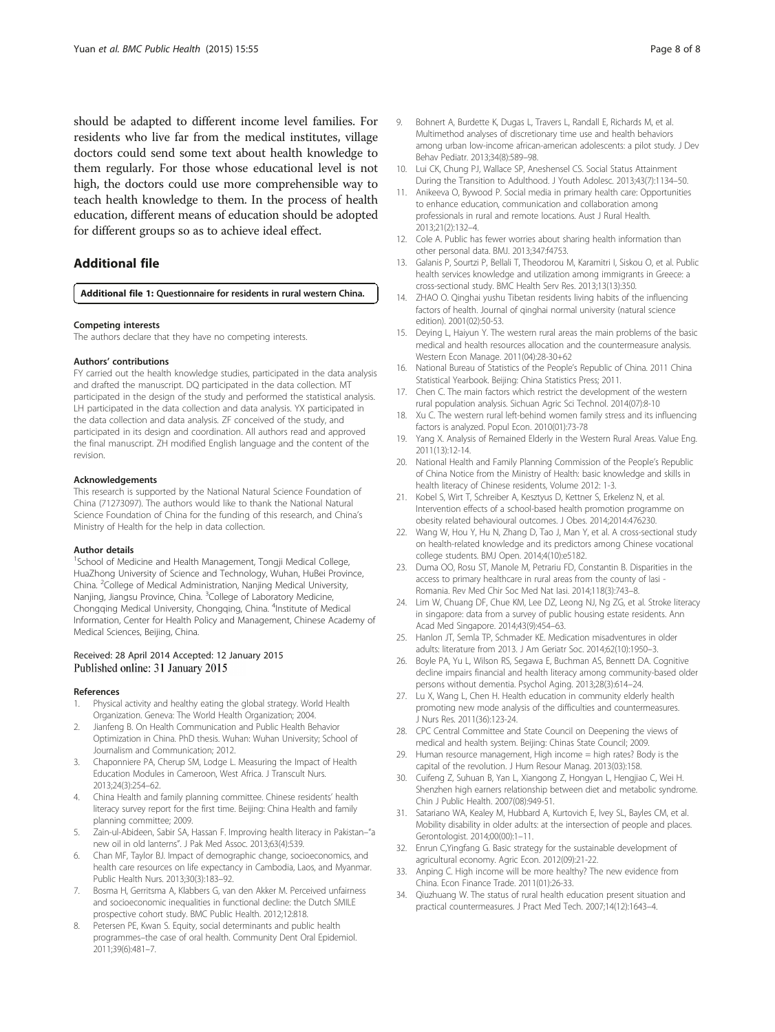should be adapted to different income level families. For residents who live far from the medical institutes, village doctors could send some text about health knowledge to them regularly. For those whose educational level is not high, the doctors could use more comprehensible way to teach health knowledge to them. In the process of health education, different means of education should be adopted for different groups so as to achieve ideal effect.

## Additional file

**Additional file 1: Questionnaire for residents in rural western China.**

#### Competing interests

The authors declare that they have no competing interests.

#### Authors' contributions

FY carried out the health knowledge studies, participated in the data analysis and drafted the manuscript. DQ participated in the data collection. MT participated in the design of the study and performed the statistical analysis. LH participated in the data collection and data analysis. YX participated in the data collection and data analysis. ZF conceived of the study, and participated in its design and coordination. All authors read and approved the final manuscript. ZH modified English language and the content of the revision.

#### Acknowledgements

This research is supported by the National Natural Science Foundation of China (71273097). The authors would like to thank the National Natural Science Foundation of China for the funding of this research, and China's Ministry of Health for the help in data collection.

#### Author details

[1]School of Medicine and Health Management, Tongji Medical College, HuaZhong University of Science and Technology, Wuhan, HuBei Province, China. [2]College of Medical Administration, Nanjing Medical University, Nanjing, Jiangsu Province, China. [3]College of Laboratory Medicine, Chongqing Medical University, Chongqing, China. [4]Institute of Medical Information, Center for Health Policy and Management, Chinese Academy of Medical Sciences, Beijing, China.

Received: 28 April 2014 Accepted: 12 January 2015
Published online: 31 January 2015

#### References

1. Physical activity and healthy eating the global strategy. World Health Organization. Geneva: The World Health Organization; 2004.
2. Jianfeng B. On Health Communication and Public Health Behavior Optimization in China. PhD thesis. Wuhan: Wuhan University; School of Journalism and Communication; 2012.
3. Chaponniere PA, Cherup SM, Lodge L. Measuring the Impact of Health Education Modules in Cameroon, West Africa. J Transcult Nurs. 2013;24(3):254–62.
4. China Health and family planning committee. Chinese residents' health literacy survey report for the first time. Beijing: China Health and family planning committee; 2009.
5. Zain-ul-Abideen, Sabir SA, Hassan F. Improving health literacy in Pakistan–"a new oil in old lanterns". J Pak Med Assoc. 2013;63(4):539.
6. Chan MF, Taylor BJ. Impact of demographic change, socioeconomics, and health care resources on life expectancy in Cambodia, Laos, and Myanmar. Public Health Nurs. 2013;30(3):183–92.
7. Bosma H, Gerritsma A, Klabbers G, van den Akker M. Perceived unfairness and socioeconomic inequalities in functional decline: the Dutch SMILE prospective cohort study. BMC Public Health. 2012;12:818.
8. Petersen PE, Kwan S. Equity, social determinants and public health programmes–the case of oral health. Community Dent Oral Epidemiol. 2011;39(6):481–7.
9. Bohnert A, Burdette K, Dugas L, Travers L, Randall E, Richards M, et al. Multimethod analyses of discretionary time use and health behaviors among urban low-income african-american adolescents: a pilot study. J Dev Behav Pediatr. 2013;34(8):589–98.
10. Lui CK, Chung PJ, Wallace SP, Aneshensel CS. Social Status Attainment During the Transition to Adulthood. J Youth Adolesc. 2013;43(7):1134–50.
11. Anikeeva O, Bywood P. Social media in primary health care: Opportunities to enhance education, communication and collaboration among professionals in rural and remote locations. Aust J Rural Health. 2013;21(2):132–4.
12. Cole A. Public has fewer worries about sharing health information than other personal data. BMJ. 2013;347:f4753.
13. Galanis P, Sourtzi P, Bellali T, Theodorou M, Karamitri I, Siskou O, et al. Public health services knowledge and utilization among immigrants in Greece: a cross-sectional study. BMC Health Serv Res. 2013;13(13):350.
14. ZHAO O. Qinghai yushu Tibetan residents living habits of the influencing factors of health. Journal of qinghai normal university (natural science edition). 2001(02):50-53.
15. Deying L, Haiyun Y. The western rural areas the main problems of the basic medical and health resources allocation and the countermeasure analysis. Western Econ Manage. 2011(04):28-30+62
16. National Bureau of Statistics of the People's Republic of China. 2011 China Statistical Yearbook. Beijing: China Statistics Press; 2011.
17. Chen C. The main factors which restrict the development of the western rural population analysis. Sichuan Agric Sci Technol. 2014(07):8-10
18. Xu C. The western rural left-behind women family stress and its influencing factors is analyzed. Popul Econ. 2010(01):73-78
19. Yang X. Analysis of Remained Elderly in the Western Rural Areas. Value Eng. 2011(13):12-14.
20. National Health and Family Planning Commission of the People's Republic of China Notice from the Ministry of Health: basic knowledge and skills in health literacy of Chinese residents, Volume 2012: 1-3.
21. Kobel S, Wirt T, Schreiber A, Kesztyus D, Kettner S, Erkelenz N, et al. Intervention effects of a school-based health promotion programme on obesity related behavioural outcomes. J Obes. 2014;2014:476230.
22. Wang W, Hou Y, Hu N, Zhang D, Tao J, Man Y, et al. A cross-sectional study on health-related knowledge and its predictors among Chinese vocational college students. BMJ Open. 2014;4(10):e5182.
23. Duma OO, Rosu ST, Manole M, Petrariu FD, Constantin B. Disparities in the access to primary healthcare in rural areas from the county of Iasi - Romania. Rev Med Chir Soc Med Nat Iasi. 2014;118(3):743–8.
24. Lim W, Chuang DF, Chue KM, Lee DZ, Leong NJ, Ng ZG, et al. Stroke literacy in singapore: data from a survey of public housing estate residents. Ann Acad Med Singapore. 2014;43(9):454–63.
25. Hanlon JT, Semla TP, Schmader KE. Medication misadventures in older adults: literature from 2013. J Am Geriatr Soc. 2014;62(10):1950–3.
26. Boyle PA, Yu L, Wilson RS, Segawa E, Buchman AS, Bennett DA. Cognitive decline impairs financial and health literacy among community-based older persons without dementia. Psychol Aging. 2013;28(3):614–24.
27. Lu X, Wang L, Chen H. Health education in community elderly health promoting new mode analysis of the difficulties and countermeasures. J Nurs Res. 2011(36):123-24.
28. CPC Central Committee and State Council on Deepening the views of medical and health system. Beijing: Chinas State Council; 2009.
29. Human resource management, High income = high rates? Body is the capital of the revolution. J Hum Resour Manag. 2013(03):158.
30. Cuifeng Z, Suhuan B, Yan L, Xiangong Z, Hongyan L, Hengjiao C, Wei H. Shenzhen high earners relationship between diet and metabolic syndrome. Chin J Public Health. 2007(08):949-51.
31. Satariano WA, Kealey M, Hubbard A, Kurtovich E, Ivey SL, Bayles CM, et al. Mobility disability in older adults: at the intersection of people and places. Gerontologist. 2014;00(00):1–11.
32. Enrun C,Yingfang G. Basic strategy for the sustainable development of agricultural economy. Agric Econ. 2012(09):21-22.
33. Anping C. High income will be more healthy? The new evidence from China. Econ Finance Trade. 2011(01):26-33.
34. Qiuzhuang W. The status of rural health education present situation and practical countermeasures. J Pract Med Tech. 2007;14(12):1643–4.